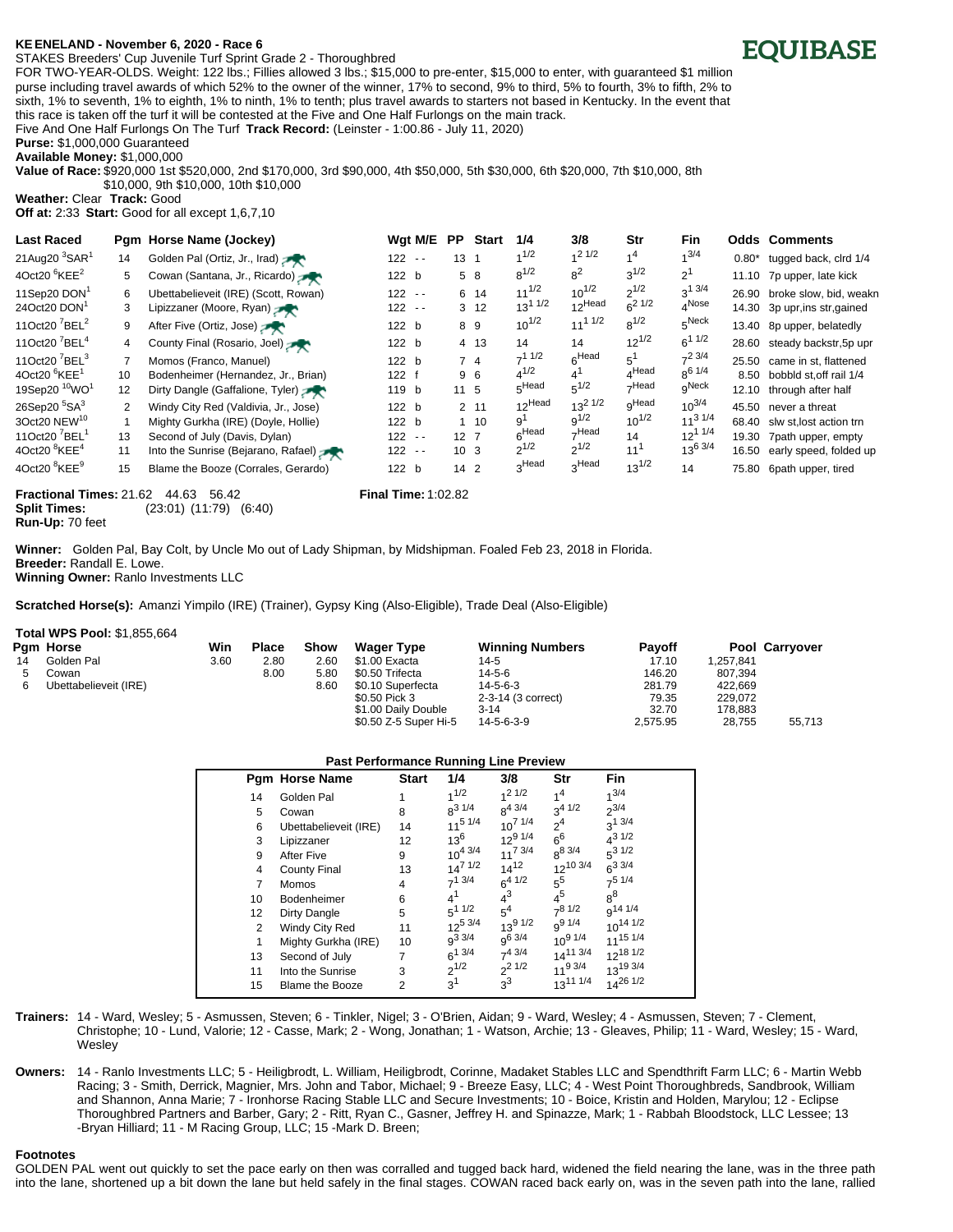# KEENELAND - November 6, 2020 - Race 6

**EQUIBASE**

STAKES Breeders' Cup Juvenile Turf Sprint Grade 2 - Thoroughbred

FOR TWO-YEAR-OLDS. Weight: 122 lbs.; Fillies allowed 3 lbs.; $15,000 to pre-enter, $15,000 to enter, with guaranteed $1 million purse including travel awards of which 52% to the owner of the winner, 17% to second, 9% to third, 5% to fourth, 3% to fifth, 2% to sixth, 1% to seventh, 1% to eighth, 1% to ninth, 1% to tenth; plus travel awards to starters not based in Kentucky. In the event that this race is taken off the turf it will be contested at the Five and One Half Furlongs on the main track.

Five And One Half Furlongs On The Turf **Track Record:** (Leinster - 1:00.86 - July 11, 2020)

**Purse:** $1,000,000 Guaranteed

**Available Money:** $1,000,000

**Value of Race:** $920,000 1st $520,000, 2nd $170,000, 3rd $90,000, 4th $50,000, 5th $30,000, 6th $20,000, 7th $10,000, 8th $10,000, 9th $10,000, 10th $10,000

**Weather:** Clear **Track:** Good

**Off at:** 2:33 **Start:** Good for all except 1,6,7,10

| Last Raced | Pgm | Horse Name (Jockey) | Wgt M/E | PP | Start | 1/4 | 3/8 | Str | Fin | Odds | Comments |
|---|---|---|---|---|---|---|---|---|---|---|---|
| 21Aug20 3SAR1 | 14 | Golden Pal (Ortiz, Jr., Irad) | 122 -- | 13 | 1 | 1 1/2 | 1 2 1/2 | 1 4 | 1 3/4 | 0.80* | tugged back, clrd 1/4 |
| 4Oct20 6KEE2 | 5 | Cowan (Santana, Jr., Ricardo) | 122 b | 5 | 8 | 8 1/2 | 8 2 | 3 1/2 | 2 1 | 11.10 | 7p upper, late kick |
| 11Sep20 DON1 | 6 | Ubettabelieveit (IRE) (Scott, Rowan) | 122 -- | 6 | 14 | 11 1/2 | 10 1/2 | 2 1/2 | 3 1 3/4 | 26.90 | broke slow, bid, weakn |
| 24Oct20 DON1 | 3 | Lipizzaner (Moore, Ryan) | 122 -- | 3 | 12 | 13 1 1/2 | 12 Head | 6 2 1/2 | 4 Nose | 14.30 | 3p upr,ins str,gained |
| 11Oct20 7BEL2 | 9 | After Five (Ortiz, Jose) | 122 b | 8 | 9 | 10 1/2 | 11 1 1/2 | 8 1/2 | 5 Neck | 13.40 | 8p upper, belatedly |
| 11Oct20 7BEL4 | 4 | County Final (Rosario, Joel) | 122 b | 4 | 13 | 14 | 14 | 12 1/2 | 6 1 1/2 | 28.60 | steady backstr,5p upr |
| 11Oct20 7BEL3 | 7 | Momos (Franco, Manuel) | 122 b | 7 | 4 | 7 1 1/2 | 6 Head | 5 1 | 7 2 3/4 | 25.50 | came in st, flattened |
| 4Oct20 6KEE1 | 10 | Bodenheimer (Hernandez, Jr., Brian) | 122 f | 9 | 6 | 4 1/2 | 4 1 | 4 Head | 8 6 1/4 | 8.50 | bobbld st,off rail 1/4 |
| 19Sep20 10WO1 | 12 | Dirty Dangle (Gaffalione, Tyler) | 119 b | 11 | 5 | 5 Head | 5 1/2 | 7 Head | 9 Neck | 12.10 | through after half |
| 26Sep20 5SA3 | 2 | Windy City Red (Valdivia, Jr., Jose) | 122 b | 2 | 11 | 12 Head | 13 2 1/2 | 9 Head | 10 3/4 | 45.50 | never a threat |
| 3Oct20 NEW10 | 1 | Mighty Gurkha (IRE) (Doyle, Hollie) | 122 b | 1 | 10 | 9 1 | 9 1/2 | 10 1/2 | 11 3 1/4 | 68.40 | slw st,lost action trn |
| 11Oct20 7BEL1 | 13 | Second of July (Davis, Dylan) | 122 -- | 12 | 7 | 6 Head | 7 Head | 14 | 12 1 1/4 | 19.30 | 7path upper, empty |
| 4Oct20 8KEE4 | 11 | Into the Sunrise (Bejarano, Rafael) | 122 -- | 10 | 3 | 2 1/2 | 2 1/2 | 11 1 | 13 6 3/4 | 16.50 | early speed, folded up |
| 4Oct20 8KEE9 | 15 | Blame the Booze (Corrales, Gerardo) | 122 b | 14 | 2 | 3 Head | 3 Head | 13 1/2 | 14 | 75.80 | 6path upper, tired |

**Fractional Times:** 21.62 44.63 56.42 **Final Time:** 1:02.82

**Split Times:** (23:01) (11:79) (6:40)

**Run-Up:** 70 feet

**Winner:** Golden Pal, Bay Colt, by Uncle Mo out of Lady Shipman, by Midshipman. Foaled Feb 23, 2018 in Florida.

**Breeder:** Randall E. Lowe.

**Winning Owner:** Ranlo Investments LLC

**Scratched Horse(s):** Amanzi Yimpilo (IRE) (Trainer), Gypsy King (Also-Eligible), Trade Deal (Also-Eligible)

**Total WPS Pool:** $1,855,664

| Pgm | Horse | Win | Place | Show | Wager Type | Winning Numbers | Payoff | Pool | Carryover |
|---|---|---|---|---|---|---|---|---|---|
| 14 | Golden Pal | 3.60 | 2.80 | 2.60 | $1.00 Exacta | 14-5 | 17.10 | 1,257,841 | |
| 5 | Cowan | | 8.00 | 5.80 | $0.50 Trifecta | 14-5-6 | 146.20 | 807,394 | |
| 6 | Ubettabelieveit (IRE) | | | 8.60 | $0.10 Superfecta | 14-5-6-3 | 281.79 | 422,669 | |
| | | | | | $0.50 Pick 3 | 2-3-14 (3 correct) | 79.35 | 229,072 | |
| | | | | | $1.00 Daily Double | 3-14 | 32.70 | 178,883 | |
| | | | | | $0.50 Z-5 Super Hi-5 | 14-5-6-3-9 | 2,575.95 | 28,755 | 55,713 |

**Past Performance Running Line Preview**

| Pgm | Horse Name | Start | 1/4 | 3/8 | Str | Fin |
|---|---|---|---|---|---|---|
| 14 | Golden Pal | 1 | 1 1/2 | 1 2 1/2 | 1 4 | 1 3/4 |
| 5 | Cowan | 8 | 8 3 1/4 | 8 4 3/4 | 3 4 1/2 | 2 3/4 |
| 6 | Ubettabelieveit (IRE) | 14 | 11 5 1/4 | 10 7 1/4 | 2 4 | 3 1 3/4 |
| 3 | Lipizzaner | 12 | 13 6 | 12 9 1/4 | 6 6 | 4 3 1/2 |
| 9 | After Five | 9 | 10 4 3/4 | 11 7 3/4 | 8 8 3/4 | 5 3 1/2 |
| 4 | County Final | 13 | 14 7 1/2 | 14 12 | 12 10 3/4 | 6 3 3/4 |
| 7 | Momos | 4 | 7 1 3/4 | 6 4 1/2 | 5 5 | 7 5 1/4 |
| 10 | Bodenheimer | 6 | 4 1 | 4 3 | 4 5 | 8 8 |
| 12 | Dirty Dangle | 5 | 5 1 1/2 | 5 4 | 7 8 1/2 | 9 14 1/4 |
| 2 | Windy City Red | 11 | 12 5 3/4 | 13 9 1/2 | 9 9 1/4 | 10 14 1/2 |
| 1 | Mighty Gurkha (IRE) | 10 | 9 3 3/4 | 9 6 3/4 | 10 9 1/4 | 11 15 1/4 |
| 13 | Second of July | 7 | 6 1 3/4 | 7 4 3/4 | 14 11 3/4 | 12 18 1/2 |
| 11 | Into the Sunrise | 3 | 2 1/2 | 2 2 1/2 | 11 9 3/4 | 13 19 3/4 |
| 15 | Blame the Booze | 2 | 3 1 | 3 3 | 13 11 1/4 | 14 26 1/2 |

**Trainers:** 14 - Ward, Wesley; 5 - Asmussen, Steven; 6 - Tinkler, Nigel; 3 - O'Brien, Aidan; 9 - Ward, Wesley; 4 - Asmussen, Steven; 7 - Clement, Christophe; 10 - Lund, Valorie; 12 - Casse, Mark; 2 - Wong, Jonathan; 1 - Watson, Archie; 13 - Gleaves, Philip; 11 - Ward, Wesley; 15 - Ward, Wesley

**Owners:** 14 - Ranlo Investments LLC; 5 - Heiligbrodt, L. William, Heiligbrodt, Corinne, Madaket Stables LLC and Spendthrift Farm LLC; 6 - Martin Webb Racing; 3 - Smith, Derrick, Magnier, Mrs. John and Tabor, Michael; 9 - Breeze Easy, LLC; 4 - West Point Thoroughbreds, Sandbrook, William and Shannon, Anna Marie; 7 - Ironhorse Racing Stable LLC and Secure Investments; 10 - Boice, Kristin and Holden, Marylou; 12 - Eclipse Thoroughbred Partners and Barber, Gary; 2 - Ritt, Ryan C., Gasner, Jeffrey H. and Spinazze, Mark; 1 - Rabbah Bloodstock, LLC Lessee; 13 -Bryan Hilliard; 11 - M Racing Group, LLC; 15 -Mark D. Breen;

**Footnotes**

GOLDEN PAL went out quickly to set the pace early on then was corralled and tugged back hard, widened the field nearing the lane, was in the three path into the lane, shortened up a bit down the lane but held safely in the final stages. COWAN raced back early on, was in the seven path into the lane, rallied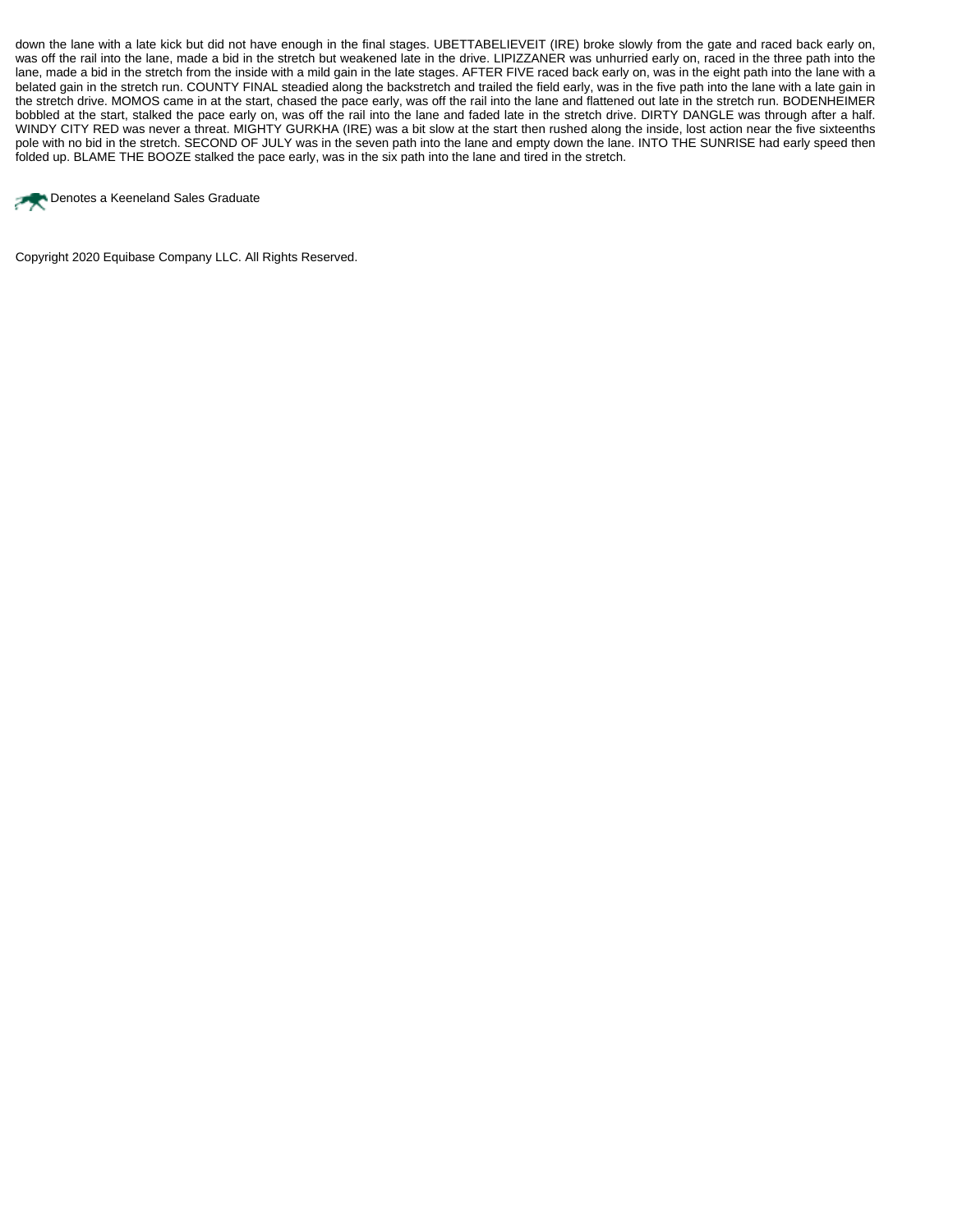down the lane with a late kick but did not have enough in the final stages. UBETTABELIEVEIT (IRE) broke slowly from the gate and raced back early on, was off the rail into the lane, made a bid in the stretch but weakened late in the drive. LIPIZZANER was unhurried early on, raced in the three path into the lane, made a bid in the stretch from the inside with a mild gain in the late stages. AFTER FIVE raced back early on, was in the eight path into the lane with a belated gain in the stretch run. COUNTY FINAL steadied along the backstretch and trailed the field early, was in the five path into the lane with a late gain in the stretch drive. MOMOS came in at the start, chased the pace early, was off the rail into the lane and flattened out late in the stretch run. BODENHEIMER bobbled at the start, stalked the pace early on, was off the rail into the lane and faded late in the stretch drive. DIRTY DANGLE was through after a half. WINDY CITY RED was never a threat. MIGHTY GURKHA (IRE) was a bit slow at the start then rushed along the inside, lost action near the five sixteenths pole with no bid in the stretch. SECOND OF JULY was in the seven path into the lane and empty down the lane. INTO THE SUNRISE had early speed then folded up. BLAME THE BOOZE stalked the pace early, was in the six path into the lane and tired in the stretch.

Denotes a Keeneland Sales Graduate

Copyright 2020 Equibase Company LLC. All Rights Reserved.